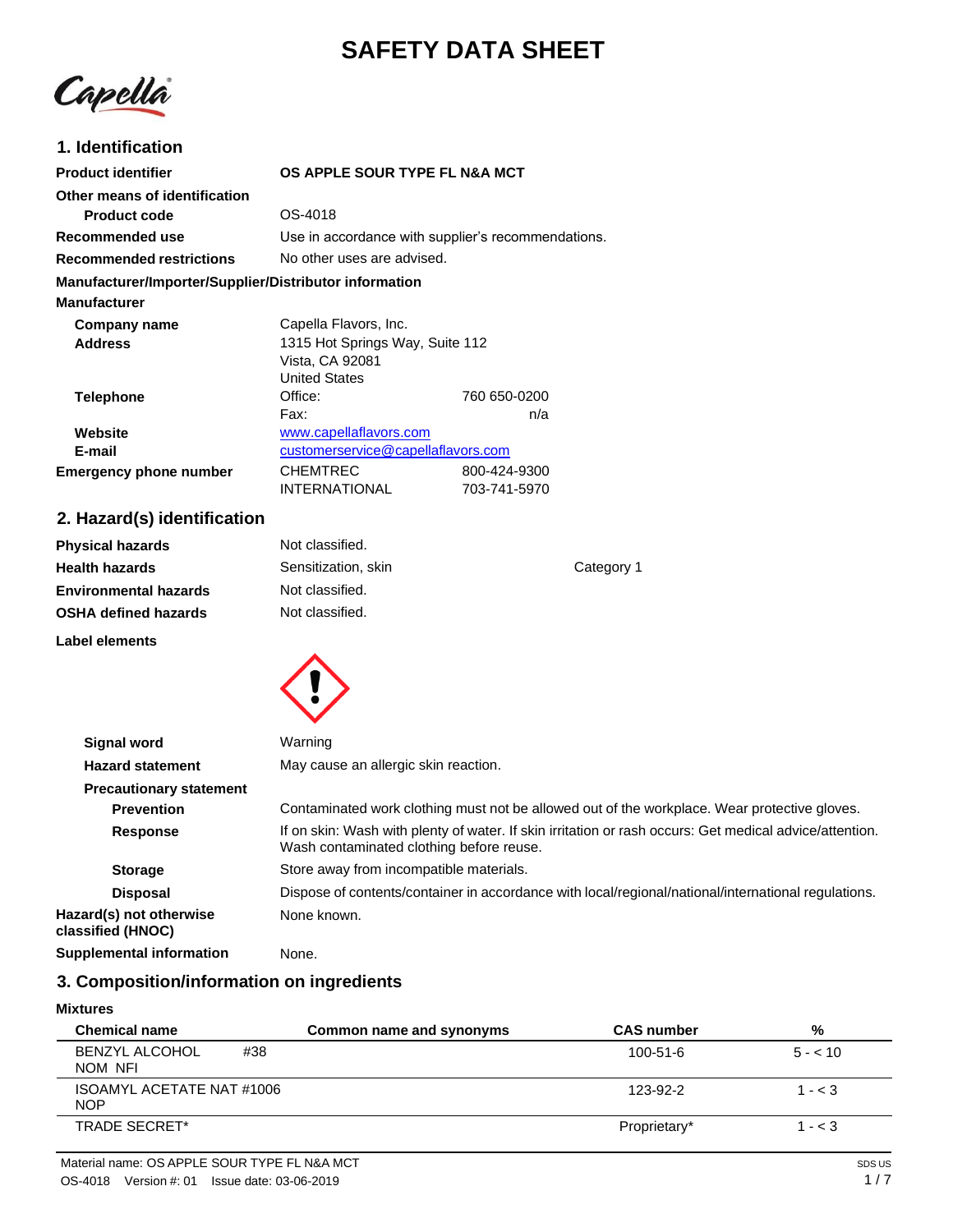# SAFETY DATA SHEET

Capella

## 1. Identification

| | |
|---|---|
| **Product identifier** | **OS APPLE SOUR TYPE FL N&A MCT** |
| **Other means of identification** | |
| **Product code** | OS-4018 |
| **Recommended use** | Use in accordance with supplier's recommendations. |
| **Recommended restrictions** | No other uses are advised. |

**Manufacturer/Importer/Supplier/Distributor information**

**Manufacturer**

| | | |
|---|---|---|
| **Company name** | Capella Flavors, Inc. | |
| **Address** | 1315 Hot Springs Way, Suite 112<br>Vista, CA 92081<br>United States | |
| **Telephone** | Office: | 760 650-0200 |
| | Fax: | n/a |
| **Website** | www.capellaflavors.com | |
| **E-mail** | customerservice@capellaflavors.com | |
| **Emergency phone number** | CHEMTREC | 800-424-9300 |
| | INTERNATIONAL | 703-741-5970 |

## 2. Hazard(s) identification

| | | |
|---|---|---|
| **Physical hazards** | Not classified. | |
| **Health hazards** | Sensitization, skin | Category 1 |
| **Environmental hazards** | Not classified. | |
| **OSHA defined hazards** | Not classified. | |

**Label elements**

| | |
|---|---|
| **Signal word** | Warning |
| **Hazard statement** | May cause an allergic skin reaction. |
| **Precautionary statement** | |
| **Prevention** | Contaminated work clothing must not be allowed out of the workplace. Wear protective gloves. |
| **Response** | If on skin: Wash with plenty of water. If skin irritation or rash occurs: Get medical advice/attention. Wash contaminated clothing before reuse. |
| **Storage** | Store away from incompatible materials. |
| **Disposal** | Dispose of contents/container in accordance with local/regional/national/international regulations. |
| **Hazard(s) not otherwise classified (HNOC)** | None known. |
| **Supplemental information** | None. |

## 3. Composition/information on ingredients

**Mixtures**

| Chemical name | Common name and synonyms | CAS number | % |
|---|---|---|---|
| BENZYL ALCOHOL #38 NOM NFI | | 100-51-6 | 5 - < 10 |
| ISOAMYL ACETATE NAT #1006 NOP | | 123-92-2 | 1 - < 3 |
| TRADE SECRET* | | Proprietary* | 1 - < 3 |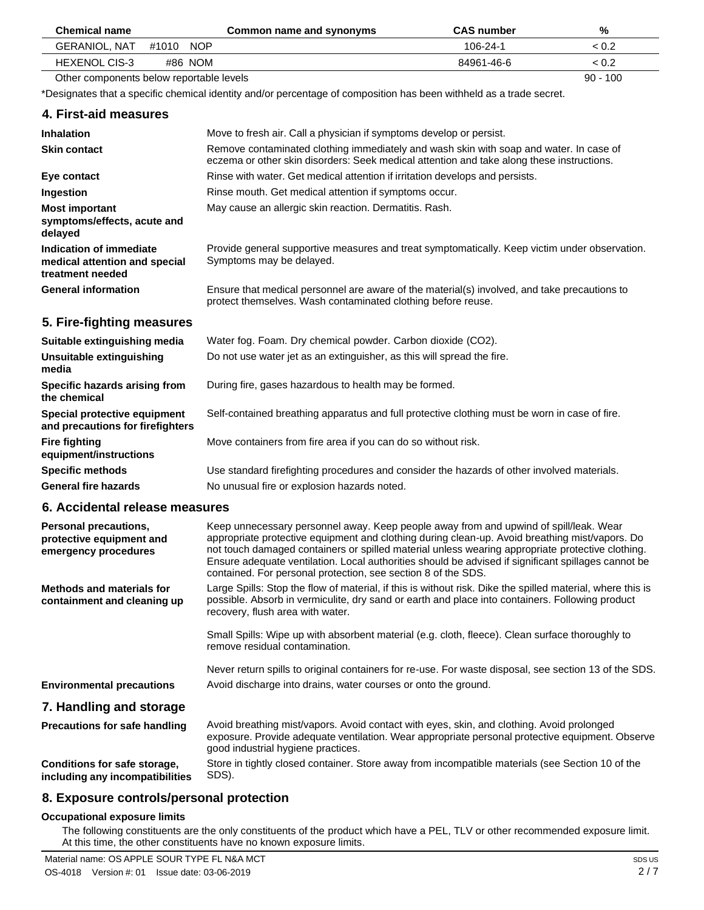| Chemical name | Common name and synonyms | CAS number | % |
| --- | --- | --- | --- |
| GERANIOL, NAT #1010 NOP | | 106-24-1 | < 0.2 |
| HEXENOL CIS-3 #86 NOM | | 84961-46-6 | < 0.2 |
| Other components below reportable levels | | | 90 - 100 |

*Designates that a specific chemical identity and/or percentage of composition has been withheld as a trade secret.

## 4. First-aid measures

| | |
| --- | --- |
| **Inhalation** | Move to fresh air. Call a physician if symptoms develop or persist. |
| **Skin contact** | Remove contaminated clothing immediately and wash skin with soap and water. In case of eczema or other skin disorders: Seek medical attention and take along these instructions. |
| **Eye contact** | Rinse with water. Get medical attention if irritation develops and persists. |
| **Ingestion** | Rinse mouth. Get medical attention if symptoms occur. |
| **Most important symptoms/effects, acute and delayed** | May cause an allergic skin reaction. Dermatitis. Rash. |
| **Indication of immediate medical attention and special treatment needed** | Provide general supportive measures and treat symptomatically. Keep victim under observation. Symptoms may be delayed. |
| **General information** | Ensure that medical personnel are aware of the material(s) involved, and take precautions to protect themselves. Wash contaminated clothing before reuse. |

## 5. Fire-fighting measures

| | |
| --- | --- |
| **Suitable extinguishing media** | Water fog. Foam. Dry chemical powder. Carbon dioxide ($CO_2$). |
| **Unsuitable extinguishing media** | Do not use water jet as an extinguisher, as this will spread the fire. |
| **Specific hazards arising from the chemical** | During fire, gases hazardous to health may be formed. |
| **Special protective equipment and precautions for firefighters** | Self-contained breathing apparatus and full protective clothing must be worn in case of fire. |
| **Fire fighting equipment/instructions** | Move containers from fire area if you can do so without risk. |
| **Specific methods** | Use standard firefighting procedures and consider the hazards of other involved materials. |
| **General fire hazards** | No unusual fire or explosion hazards noted. |

## 6. Accidental release measures

| | |
| --- | --- |
| **Personal precautions, protective equipment and emergency procedures** | Keep unnecessary personnel away. Keep people away from and upwind of spill/leak. Wear appropriate protective equipment and clothing during clean-up. Avoid breathing mist/vapors. Do not touch damaged containers or spilled material unless wearing appropriate protective clothing. Ensure adequate ventilation. Local authorities should be advised if significant spillages cannot be contained. For personal protection, see section 8 of the SDS. |
| **Methods and materials for containment and cleaning up** | Large Spills: Stop the flow of material, if this is without risk. Dike the spilled material, where this is possible. Absorb in vermiculite, dry sand or earth and place into containers. Following product recovery, flush area with water.<br><br>Small Spills: Wipe up with absorbent material (e.g. cloth, fleece). Clean surface thoroughly to remove residual contamination.<br><br>Never return spills to original containers for re-use. For waste disposal, see section 13 of the SDS. |
| **Environmental precautions** | Avoid discharge into drains, water courses or onto the ground. |

## 7. Handling and storage

| | |
| --- | --- |
| **Precautions for safe handling** | Avoid breathing mist/vapors. Avoid contact with eyes, skin, and clothing. Avoid prolonged exposure. Provide adequate ventilation. Wear appropriate personal protective equipment. Observe good industrial hygiene practices. |
| **Conditions for safe storage, including any incompatibilities** | Store in tightly closed container. Store away from incompatible materials (see Section 10 of the SDS). |

## 8. Exposure controls/personal protection

**Occupational exposure limits**

The following constituents are the only constituents of the product which have a PEL, TLV or other recommended exposure limit. At this time, the other constituents have no known exposure limits.

Material name: OS APPLE SOUR TYPE FL N&A MCT
OS-4018 Version #: 01 Issue date: 03-06-2019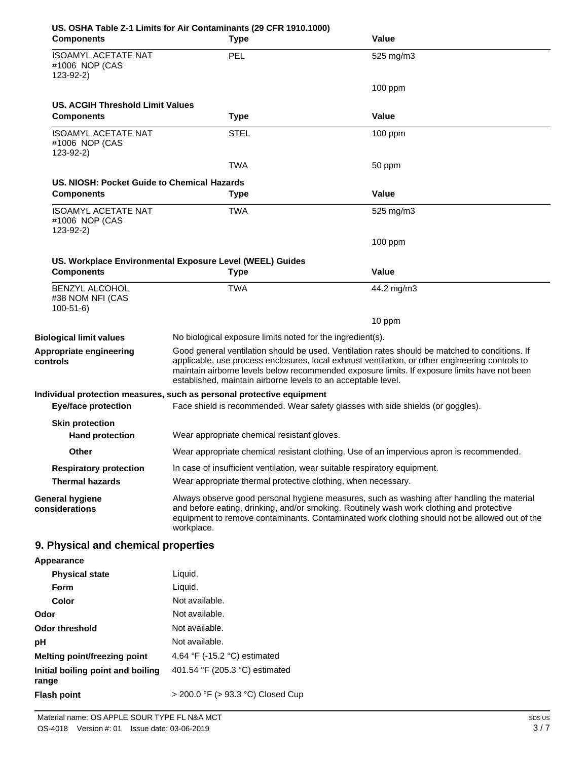**US. OSHA Table Z-1 Limits for Air Contaminants (29 CFR 1910.1000)**

| Components | Type | Value |
|---|---|---|
| ISOAMYL ACETATE NAT #1006 NOP (CAS 123-92-2) | PEL | 525 mg/m3 |
| | | 100 ppm |

**US. ACGIH Threshold Limit Values**

| Components | Type | Value |
|---|---|---|
| ISOAMYL ACETATE NAT #1006 NOP (CAS 123-92-2) | STEL | 100 ppm |
| | TWA | 50 ppm |

**US. NIOSH: Pocket Guide to Chemical Hazards**

| Components | Type | Value |
|---|---|---|
| ISOAMYL ACETATE NAT #1006 NOP (CAS 123-92-2) | TWA | 525 mg/m3 |
| | | 100 ppm |

**US. Workplace Environmental Exposure Level (WEEL) Guides**

| Components | Type | Value |
|---|---|---|
| BENZYL ALCOHOL #38 NOM NFI (CAS 100-51-6) | TWA | 44.2 mg/m3 |
| | | 10 ppm |

**Biological limit values** No biological exposure limits noted for the ingredient(s).

**Appropriate engineering controls** Good general ventilation should be used. Ventilation rates should be matched to conditions. If applicable, use process enclosures, local exhaust ventilation, or other engineering controls to maintain airborne levels below recommended exposure limits. If exposure limits have not been established, maintain airborne levels to an acceptable level.

**Individual protection measures, such as personal protective equipment**

**Eye/face protection** Face shield is recommended. Wear safety glasses with side shields (or goggles).

**Skin protection**

**Hand protection** Wear appropriate chemical resistant gloves.

**Other** Wear appropriate chemical resistant clothing. Use of an impervious apron is recommended.

**Respiratory protection** In case of insufficient ventilation, wear suitable respiratory equipment.

**Thermal hazards** Wear appropriate thermal protective clothing, when necessary.

**General hygiene considerations** Always observe good personal hygiene measures, such as washing after handling the material and before eating, drinking, and/or smoking. Routinely wash work clothing and protective equipment to remove contaminants. Contaminated work clothing should not be allowed out of the workplace.

## 9. Physical and chemical properties

**Appearance**

| | |
|---|---|
| **Physical state** | Liquid. |
| **Form** | Liquid. |
| **Color** | Not available. |
| **Odor** | Not available. |
| **Odor threshold** | Not available. |
| **pH** | Not available. |
| **Melting point/freezing point** | 4.64 °F (-15.2 °C) estimated |
| **Initial boiling point and boiling range** | 401.54 °F (205.3 °C) estimated |
| **Flash point** | > 200.0 °F (> 93.3 °C) Closed Cup |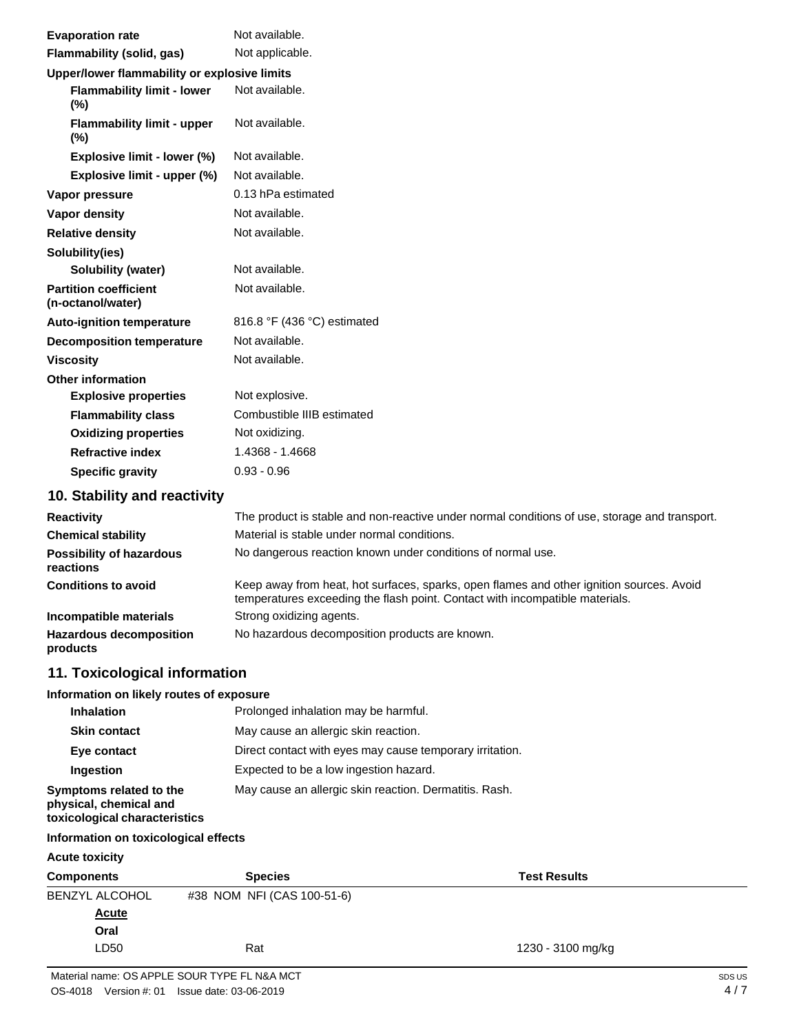| | |
|---|---|
| **Evaporation rate** | Not available. |
| **Flammability (solid, gas)** | Not applicable. |
| **Upper/lower flammability or explosive limits** | |
| **Flammability limit - lower (%)** | Not available. |
| **Flammability limit - upper (%)** | Not available. |
| **Explosive limit - lower (%)** | Not available. |
| **Explosive limit - upper (%)** | Not available. |
| **Vapor pressure** | 0.13 hPa estimated |
| **Vapor density** | Not available. |
| **Relative density** | Not available. |
| **Solubility(ies)** | |
| **Solubility (water)** | Not available. |
| **Partition coefficient (n-octanol/water)** | Not available. |
| **Auto-ignition temperature** | 816.8 °F (436 °C) estimated |
| **Decomposition temperature** | Not available. |
| **Viscosity** | Not available. |
| **Other information** | |
| **Explosive properties** | Not explosive. |
| **Flammability class** | Combustible IIIB estimated |
| **Oxidizing properties** | Not oxidizing. |
| **Refractive index** | 1.4368 - 1.4668 |
| **Specific gravity** | 0.93 - 0.96 |

## 10. Stability and reactivity

| | |
|---|---|
| **Reactivity** | The product is stable and non-reactive under normal conditions of use, storage and transport. |
| **Chemical stability** | Material is stable under normal conditions. |
| **Possibility of hazardous reactions** | No dangerous reaction known under conditions of normal use. |
| **Conditions to avoid** | Keep away from heat, hot surfaces, sparks, open flames and other ignition sources. Avoid temperatures exceeding the flash point. Contact with incompatible materials. |
| **Incompatible materials** | Strong oxidizing agents. |
| **Hazardous decomposition products** | No hazardous decomposition products are known. |

## 11. Toxicological information

**Information on likely routes of exposure**

| | |
|---|---|
| **Inhalation** | Prolonged inhalation may be harmful. |
| **Skin contact** | May cause an allergic skin reaction. |
| **Eye contact** | Direct contact with eyes may cause temporary irritation. |
| **Ingestion** | Expected to be a low ingestion hazard. |
| **Symptoms related to the physical, chemical and toxicological characteristics** | May cause an allergic skin reaction. Dermatitis. Rash. |

**Information on toxicological effects**

**Acute toxicity**

| Components | Species | Test Results |
|---|---|---|
| BENZYL ALCOHOL | #38 NOM NFI (CAS 100-51-6) | |
| **Acute** | | |
| **Oral** | | |
| LD50 | Rat | 1230 - 3100 mg/kg |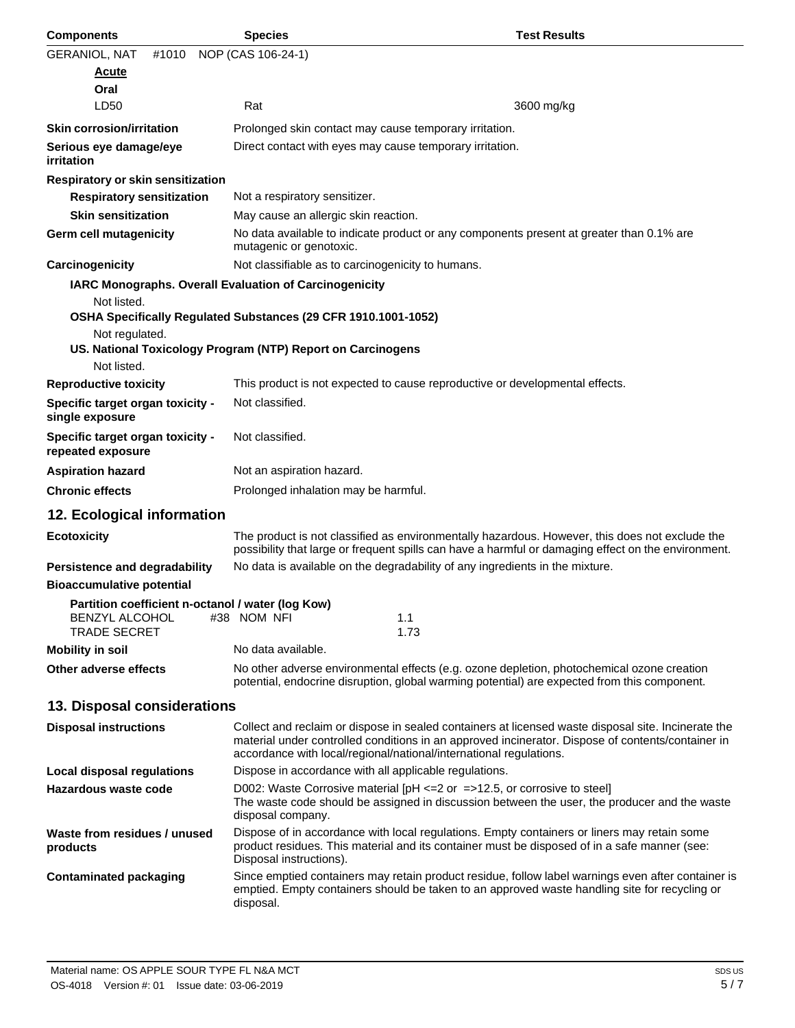| Components | Species | Test Results |
|---|---|---|
| GERANIOL, NAT #1010 NOP (CAS 106-24-1) | | |
| **Acute** | | |
| **Oral** | | |
| LD50 | Rat | 3600 mg/kg |

**Skin corrosion/irritation** Prolonged skin contact may cause temporary irritation.

**Serious eye damage/eye irritation** Direct contact with eyes may cause temporary irritation.

**Respiratory or skin sensitization**

**Respiratory sensitization** Not a respiratory sensitizer.

**Skin sensitization** May cause an allergic skin reaction.

**Germ cell mutagenicity** No data available to indicate product or any components present at greater than 0.1% are mutagenic or genotoxic.

**Carcinogenicity** Not classifiable as to carcinogenicity to humans.

**IARC Monographs. Overall Evaluation of Carcinogenicity**

Not listed.

**OSHA Specifically Regulated Substances (29 CFR 1910.1001-1052)**

Not regulated.

**US. National Toxicology Program (NTP) Report on Carcinogens**

Not listed.

**Reproductive toxicity** This product is not expected to cause reproductive or developmental effects.

**Specific target organ toxicity - single exposure** Not classified.

**Specific target organ toxicity - repeated exposure** Not classified.

**Aspiration hazard** Not an aspiration hazard.

**Chronic effects** Prolonged inhalation may be harmful.

## 12. Ecological information

**Ecotoxicity** The product is not classified as environmentally hazardous. However, this does not exclude the possibility that large or frequent spills can have a harmful or damaging effect on the environment.

**Persistence and degradability** No data is available on the degradability of any ingredients in the mixture.

**Bioaccumulative potential**

**Partition coefficient n-octanol / water (log Kow)**

| | |
|---|---|
| BENZYL ALCOHOL #38 NOM NFI | 1.1 |
| TRADE SECRET | 1.73 |

**Mobility in soil** No data available.

**Other adverse effects** No other adverse environmental effects (e.g. ozone depletion, photochemical ozone creation potential, endocrine disruption, global warming potential) are expected from this component.

## 13. Disposal considerations

**Disposal instructions** Collect and reclaim or dispose in sealed containers at licensed waste disposal site. Incinerate the material under controlled conditions in an approved incinerator. Dispose of contents/container in accordance with local/regional/national/international regulations.

**Local disposal regulations** Dispose in accordance with all applicable regulations.

**Hazardous waste code** D002: Waste Corrosive material [pH <=2 or =>12.5, or corrosive to steel]
The waste code should be assigned in discussion between the user, the producer and the waste disposal company.

**Waste from residues / unused products** Dispose of in accordance with local regulations. Empty containers or liners may retain some product residues. This material and its container must be disposed of in a safe manner (see: Disposal instructions).

**Contaminated packaging** Since emptied containers may retain product residue, follow label warnings even after container is emptied. Empty containers should be taken to an approved waste handling site for recycling or disposal.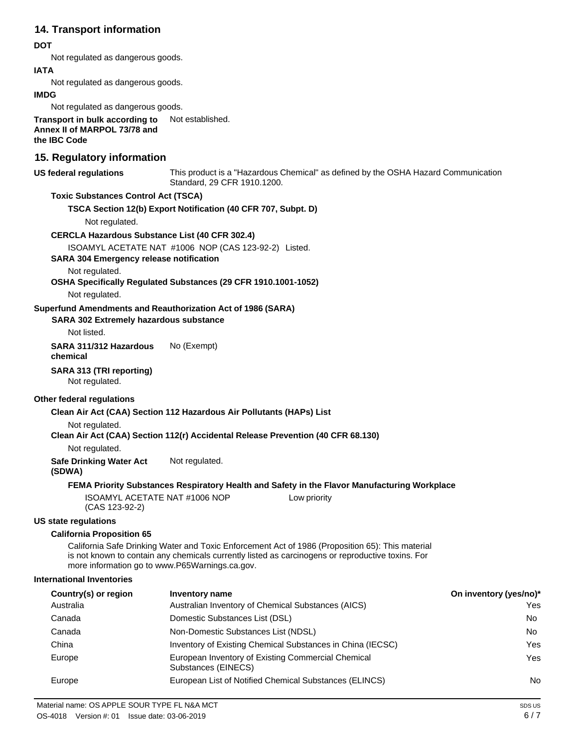## 14. Transport information

**DOT**

Not regulated as dangerous goods.

**IATA**

Not regulated as dangerous goods.

**IMDG**

Not regulated as dangerous goods.

**Transport in bulk according to Annex II of MARPOL 73/78 and the IBC Code** Not established.

## 15. Regulatory information

**US federal regulations** This product is a "Hazardous Chemical" as defined by the OSHA Hazard Communication Standard, 29 CFR 1910.1200.

**Toxic Substances Control Act (TSCA)**

**TSCA Section 12(b) Export Notification (40 CFR 707, Subpt. D)**

Not regulated.

**CERCLA Hazardous Substance List (40 CFR 302.4)**

ISOAMYL ACETATE NAT #1006 NOP (CAS 123-92-2) Listed.

**SARA 304 Emergency release notification**

Not regulated.

**OSHA Specifically Regulated Substances (29 CFR 1910.1001-1052)**

Not regulated.

**Superfund Amendments and Reauthorization Act of 1986 (SARA)**

**SARA 302 Extremely hazardous substance**

Not listed.

**SARA 311/312 Hazardous chemical** No (Exempt)

**SARA 313 (TRI reporting)**

Not regulated.

**Other federal regulations**

**Clean Air Act (CAA) Section 112 Hazardous Air Pollutants (HAPs) List**

Not regulated.

**Clean Air Act (CAA) Section 112(r) Accidental Release Prevention (40 CFR 68.130)**

Not regulated.

**Safe Drinking Water Act (SDWA)** Not regulated.

**FEMA Priority Substances Respiratory Health and Safety in the Flavor Manufacturing Workplace**

ISOAMYL ACETATE NAT #1006 NOP (CAS 123-92-2) Low priority

**US state regulations**

**California Proposition 65**

California Safe Drinking Water and Toxic Enforcement Act of 1986 (Proposition 65): This material is not known to contain any chemicals currently listed as carcinogens or reproductive toxins. For more information go to www.P65Warnings.ca.gov.

**International Inventories**

| Country(s) or region | Inventory name | On inventory (yes/no)* |
|---|---|---|
| Australia | Australian Inventory of Chemical Substances (AICS) | Yes |
| Canada | Domestic Substances List (DSL) | No |
| Canada | Non-Domestic Substances List (NDSL) | No |
| China | Inventory of Existing Chemical Substances in China (IECSC) | Yes |
| Europe | European Inventory of Existing Commercial Chemical Substances (EINECS) | Yes |
| Europe | European List of Notified Chemical Substances (ELINCS) | No |

Material name: OS APPLE SOUR TYPE FL N&A MCT

OS-4018 Version #: 01 Issue date: 03-06-2019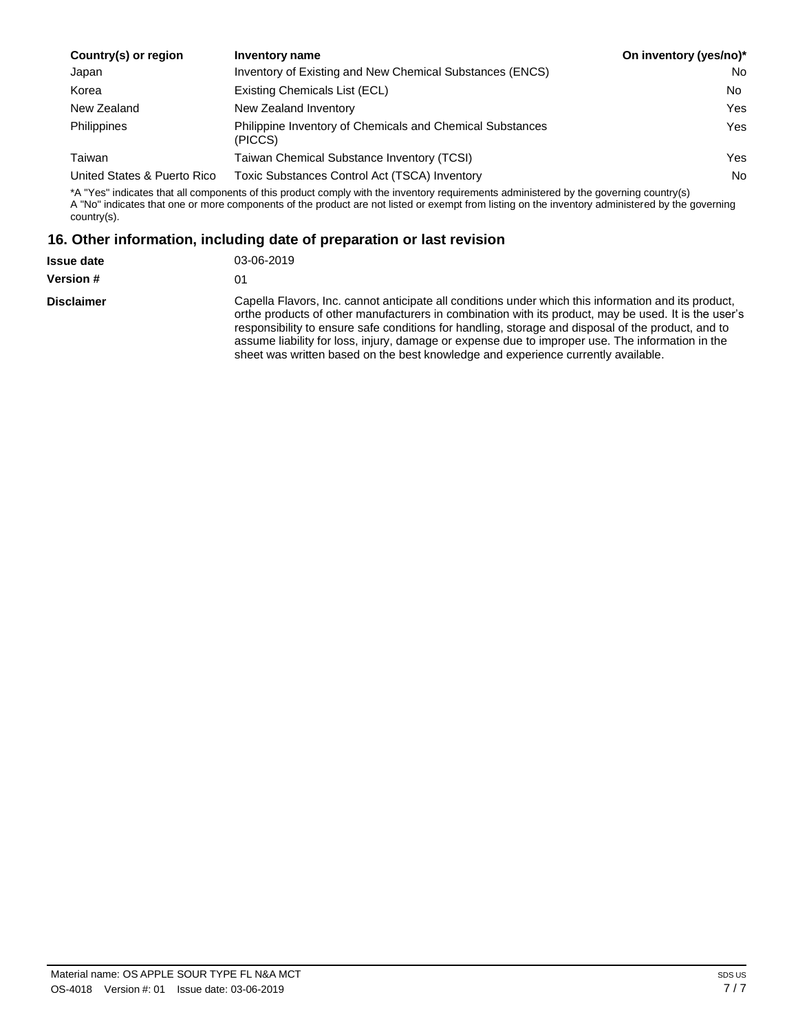| Country(s) or region | Inventory name | On inventory (yes/no)* |
| --- | --- | --- |
| Japan | Inventory of Existing and New Chemical Substances (ENCS) | No |
| Korea | Existing Chemicals List (ECL) | No |
| New Zealand | New Zealand Inventory | Yes |
| Philippines | Philippine Inventory of Chemicals and Chemical Substances (PICCS) | Yes |
| Taiwan | Taiwan Chemical Substance Inventory (TCSI) | Yes |
| United States & Puerto Rico | Toxic Substances Control Act (TSCA) Inventory | No |

*A "Yes" indicates that all components of this product comply with the inventory requirements administered by the governing country(s)
A "No" indicates that one or more components of the product are not listed or exempt from listing on the inventory administered by the governing country(s).

## 16. Other information, including date of preparation or last revision

**Issue date** 03-06-2019

**Version #** 01

**Disclaimer** Capella Flavors, Inc. cannot anticipate all conditions under which this information and its product, orthe products of other manufacturers in combination with its product, may be used. It is the user's responsibility to ensure safe conditions for handling, storage and disposal of the product, and to assume liability for loss, injury, damage or expense due to improper use. The information in the sheet was written based on the best knowledge and experience currently available.